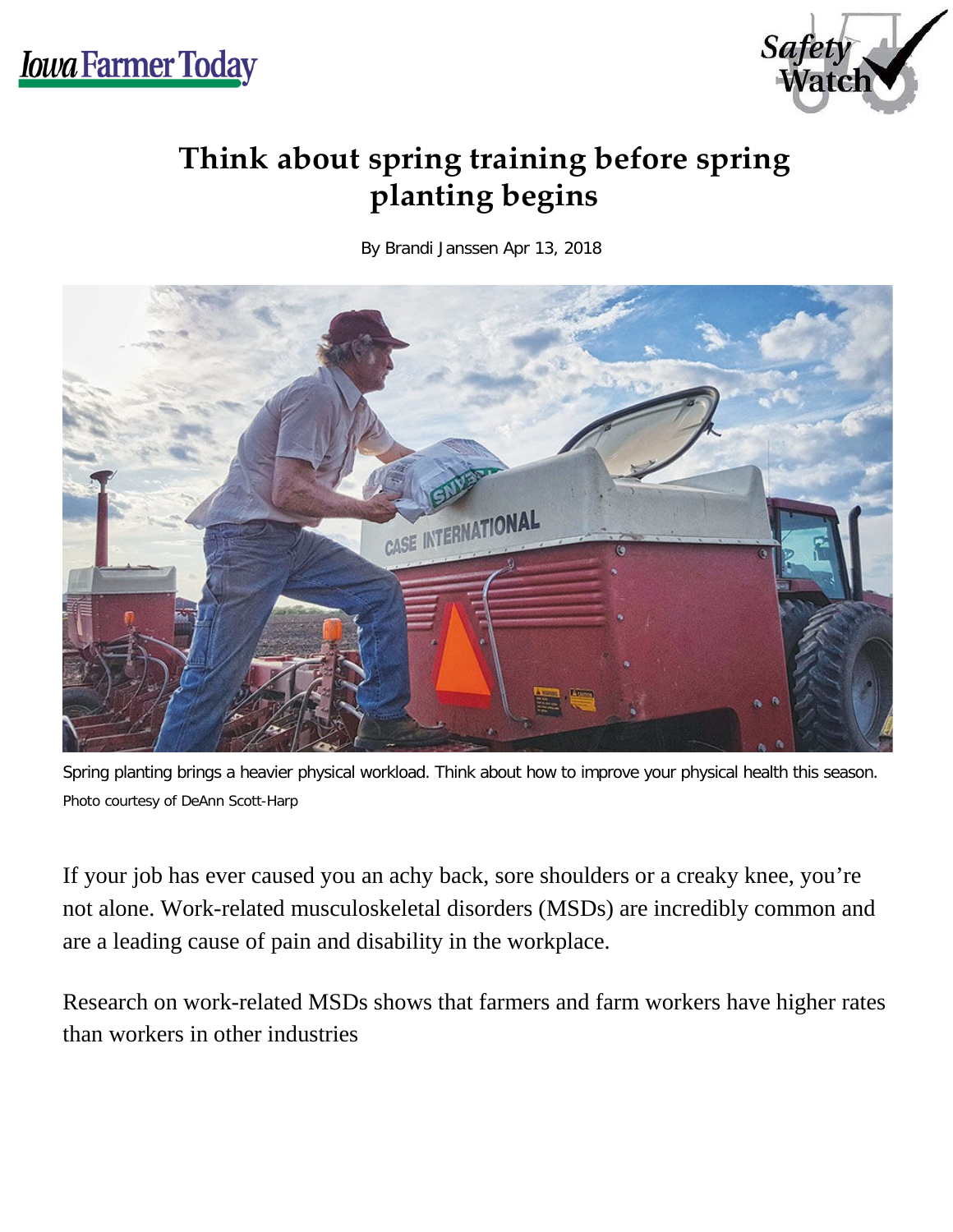# Think about spring training before spring planting begins

By Brandi Janssen Apr 13, 2018

Spring planting brings a heavier physical workload. Think about how to improve your physical health this season.
Photo courtesy of DeAnn Scott-Harp

If your job has ever caused you an achy back, sore shoulders or a creaky knee, you're not alone. Work-related musculoskeletal disorders (MSDs) are incredibly common and are a leading cause of pain and disability in the workplace.

Research on work-related MSDs shows that farmers and farm workers have higher rates than workers in other industries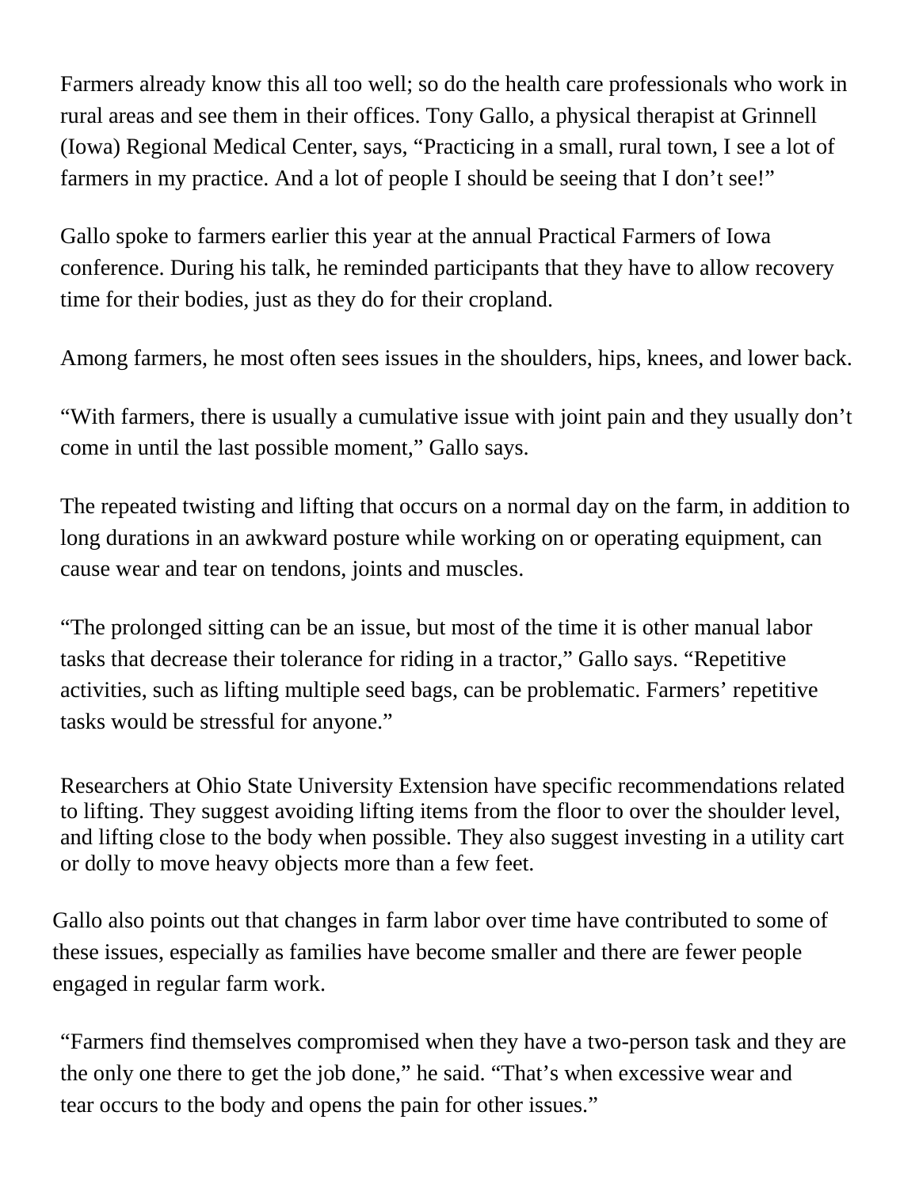Farmers already know this all too well; so do the health care professionals who work in rural areas and see them in their offices. Tony Gallo, a physical therapist at Grinnell (Iowa) Regional Medical Center, says, "Practicing in a small, rural town, I see a lot of farmers in my practice. And a lot of people I should be seeing that I don't see!"

Gallo spoke to farmers earlier this year at the annual Practical Farmers of Iowa conference. During his talk, he reminded participants that they have to allow recovery time for their bodies, just as they do for their cropland.

Among farmers, he most often sees issues in the shoulders, hips, knees, and lower back.

"With farmers, there is usually a cumulative issue with joint pain and they usually don't come in until the last possible moment," Gallo says.

The repeated twisting and lifting that occurs on a normal day on the farm, in addition to long durations in an awkward posture while working on or operating equipment, can cause wear and tear on tendons, joints and muscles.

"The prolonged sitting can be an issue, but most of the time it is other manual labor tasks that decrease their tolerance for riding in a tractor," Gallo says. "Repetitive activities, such as lifting multiple seed bags, can be problematic. Farmers' repetitive tasks would be stressful for anyone."

Researchers at Ohio State University Extension have specific recommendations related to lifting. They suggest avoiding lifting items from the floor to over the shoulder level, and lifting close to the body when possible. They also suggest investing in a utility cart or dolly to move heavy objects more than a few feet.

Gallo also points out that changes in farm labor over time have contributed to some of these issues, especially as families have become smaller and there are fewer people engaged in regular farm work.

"Farmers find themselves compromised when they have a two-person task and they are the only one there to get the job done," he said. "That's when excessive wear and tear occurs to the body and opens the pain for other issues."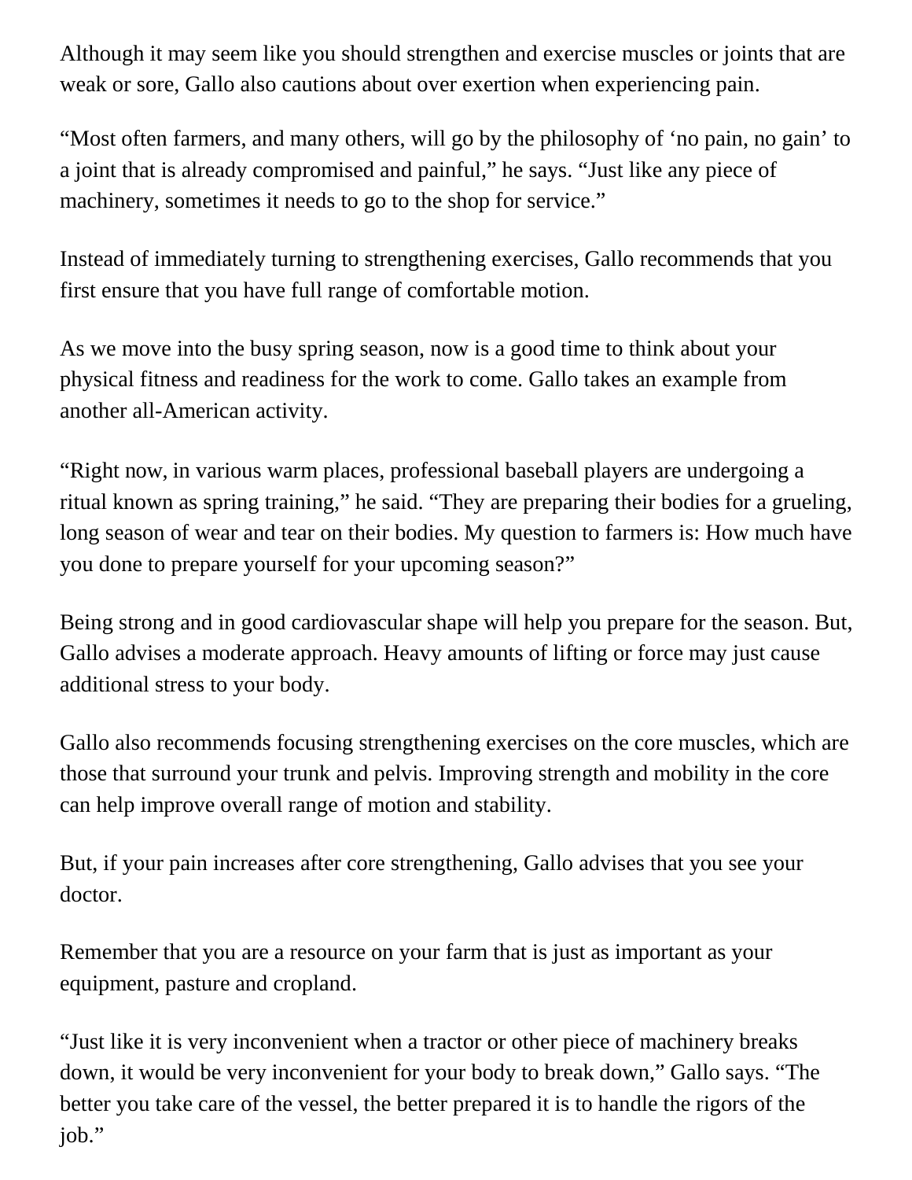Although it may seem like you should strengthen and exercise muscles or joints that are weak or sore, Gallo also cautions about over exertion when experiencing pain.

“Most often farmers, and many others, will go by the philosophy of ‘no pain, no gain’ to a joint that is already compromised and painful,” he says. “Just like any piece of machinery, sometimes it needs to go to the shop for service.”

Instead of immediately turning to strengthening exercises, Gallo recommends that you first ensure that you have full range of comfortable motion.

As we move into the busy spring season, now is a good time to think about your physical fitness and readiness for the work to come. Gallo takes an example from another all-American activity.

“Right now, in various warm places, professional baseball players are undergoing a ritual known as spring training,” he said. “They are preparing their bodies for a grueling, long season of wear and tear on their bodies. My question to farmers is: How much have you done to prepare yourself for your upcoming season?”

Being strong and in good cardiovascular shape will help you prepare for the season. But, Gallo advises a moderate approach. Heavy amounts of lifting or force may just cause additional stress to your body.

Gallo also recommends focusing strengthening exercises on the core muscles, which are those that surround your trunk and pelvis. Improving strength and mobility in the core can help improve overall range of motion and stability.

But, if your pain increases after core strengthening, Gallo advises that you see your doctor.

Remember that you are a resource on your farm that is just as important as your equipment, pasture and cropland.

“Just like it is very inconvenient when a tractor or other piece of machinery breaks down, it would be very inconvenient for your body to break down,” Gallo says. “The better you take care of the vessel, the better prepared it is to handle the rigors of the job.”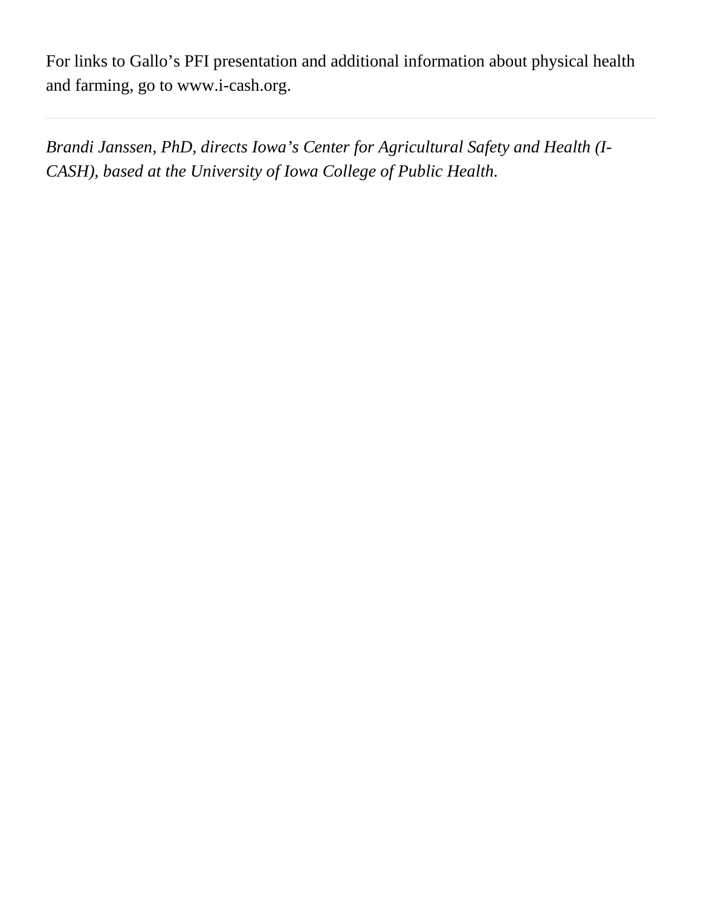For links to Gallo's PFI presentation and additional information about physical health and farming, go to www.i-cash.org.

---

*Brandi Janssen, PhD, directs Iowa's Center for Agricultural Safety and Health (I-CASH), based at the University of Iowa College of Public Health.*